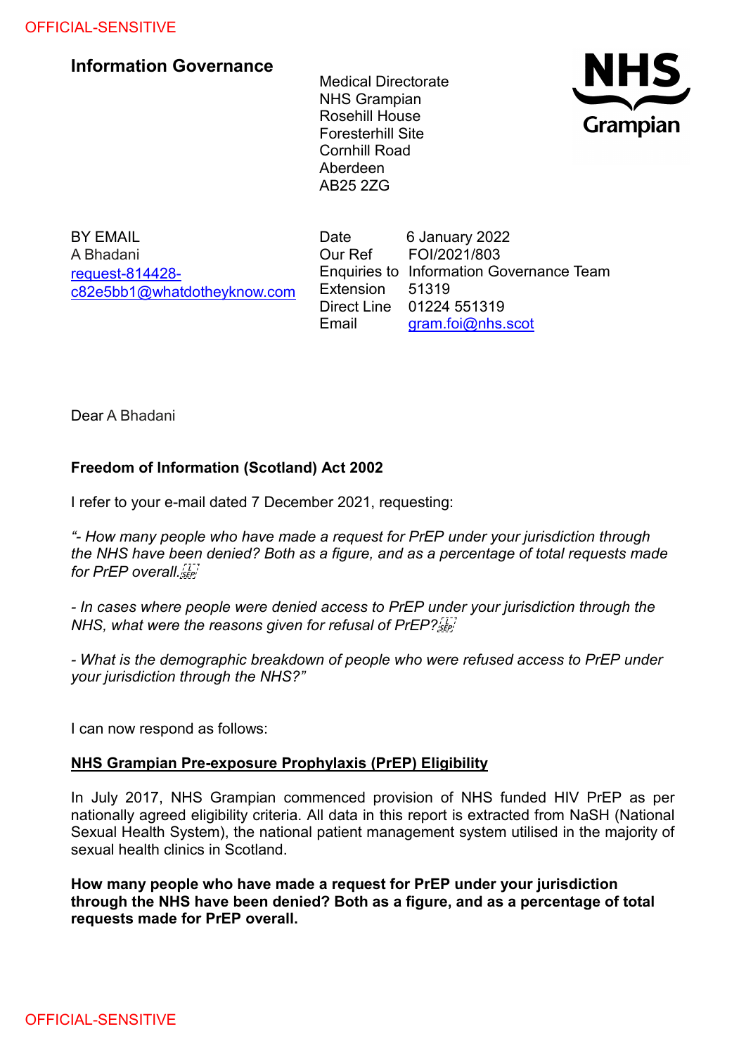OFFICIAL-SENSITIVE

## Information Governance

Medical Directorate
NHS Grampian
Rosehill House
Foresterhill Site
Cornhill Road
Aberdeen
AB25 2ZG

BY EMAIL
A Bhadani
request-814428-c82e5bb1@whatdotheyknow.com

| | |
|---|---|
| Date | 6 January 2022 |
| Our Ref | FOI/2021/803 |
| Enquiries to | Information Governance Team |
| Extension | 51319 |
| Direct Line | 01224 551319 |
| Email | gram.foi@nhs.scot |

Dear A Bhadani

**Freedom of Information (Scotland) Act 2002**

I refer to your e-mail dated 7 December 2021, requesting:

*"- How many people who have made a request for PrEP under your jurisdiction through the NHS have been denied? Both as a figure, and as a percentage of total requests made for PrEP overall.*

*- In cases where people were denied access to PrEP under your jurisdiction through the NHS, what were the reasons given for refusal of PrEP?*

*- What is the demographic breakdown of people who were refused access to PrEP under your jurisdiction through the NHS?"*

I can now respond as follows:

**NHS Grampian Pre-exposure Prophylaxis (PrEP) Eligibility**

In July 2017, NHS Grampian commenced provision of NHS funded HIV PrEP as per nationally agreed eligibility criteria. All data in this report is extracted from NaSH (National Sexual Health System), the national patient management system utilised in the majority of sexual health clinics in Scotland.

**How many people who have made a request for PrEP under your jurisdiction through the NHS have been denied? Both as a figure, and as a percentage of total requests made for PrEP overall.**

OFFICIAL-SENSITIVE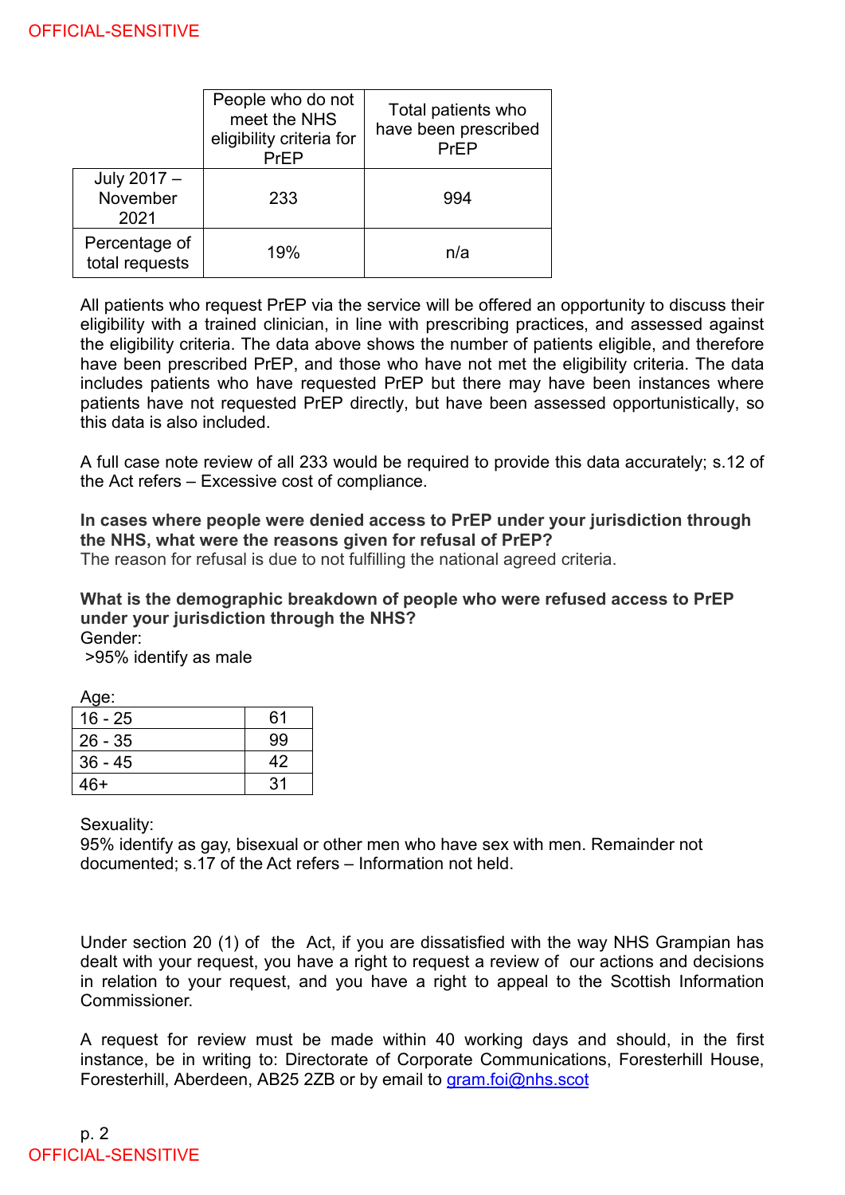| | People who do not meet the NHS eligibility criteria for PrEP | Total patients who have been prescribed PrEP |
|---|---|---|
| July 2017 – November 2021 | 233 | 994 |
| Percentage of total requests | 19% | n/a |

All patients who request PrEP via the service will be offered an opportunity to discuss their eligibility with a trained clinician, in line with prescribing practices, and assessed against the eligibility criteria. The data above shows the number of patients eligible, and therefore have been prescribed PrEP, and those who have not met the eligibility criteria. The data includes patients who have requested PrEP but there may have been instances where patients have not requested PrEP directly, but have been assessed opportunistically, so this data is also included.

A full case note review of all 233 would be required to provide this data accurately; s.12 of the Act refers – Excessive cost of compliance.

**In cases where people were denied access to PrEP under your jurisdiction through the NHS, what were the reasons given for refusal of PrEP?**
The reason for refusal is due to not fulfilling the national agreed criteria.

**What is the demographic breakdown of people who were refused access to PrEP under your jurisdiction through the NHS?**
Gender:
>95% identify as male

Age:

| Age | |
|---|---|
| 16 - 25 | 61 |
| 26 - 35 | 99 |
| 36 - 45 | 42 |
| 46+ | 31 |

Sexuality:
95% identify as gay, bisexual or other men who have sex with men. Remainder not documented; s.17 of the Act refers – Information not held.

Under section 20 (1) of the Act, if you are dissatisfied with the way NHS Grampian has dealt with your request, you have a right to request a review of our actions and decisions in relation to your request, and you have a right to appeal to the Scottish Information Commissioner.

A request for review must be made within 40 working days and should, in the first instance, be in writing to: Directorate of Corporate Communications, Foresterhill House, Foresterhill, Aberdeen, AB25 2ZB or by email to gram.foi@nhs.scot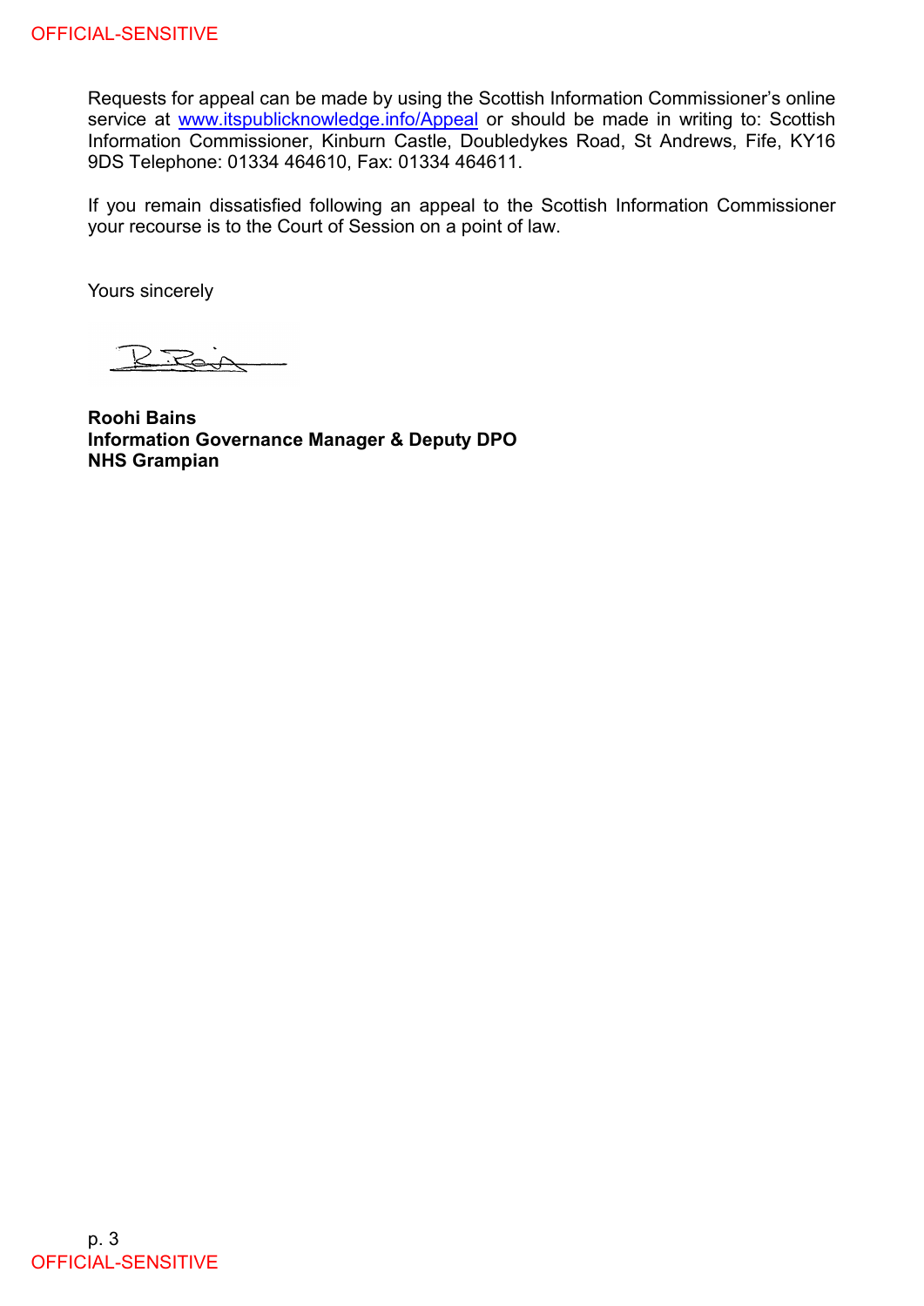Requests for appeal can be made by using the Scottish Information Commissioner's online service at www.itspublicknowledge.info/Appeal or should be made in writing to: Scottish Information Commissioner, Kinburn Castle, Doubledykes Road, St Andrews, Fife, KY16 9DS Telephone: 01334 464610, Fax: 01334 464611.

If you remain dissatisfied following an appeal to the Scottish Information Commissioner your recourse is to the Court of Session on a point of law.

Yours sincerely

**Roohi Bains**
**Information Governance Manager & Deputy DPO**
**NHS Grampian**